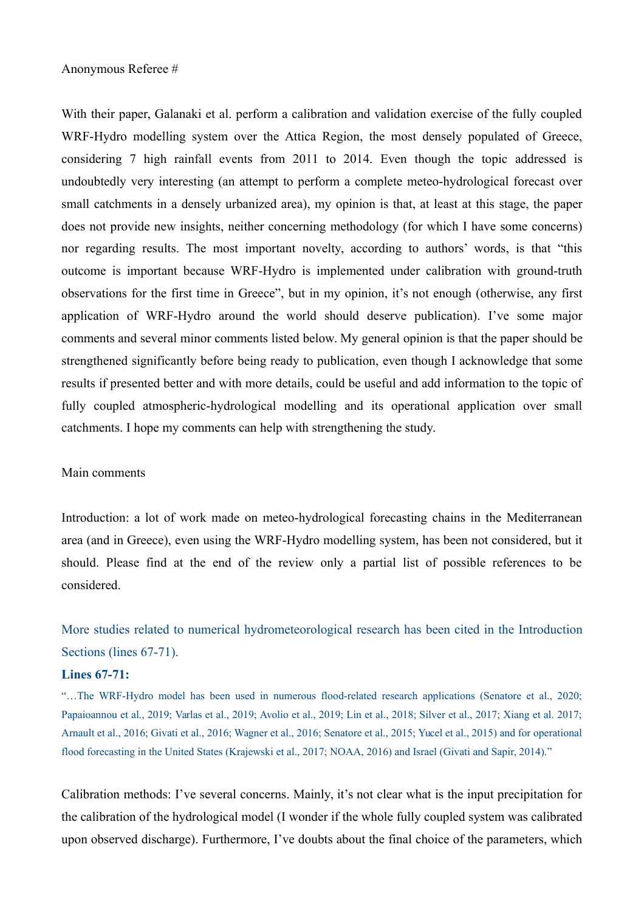Anonymous Referee #

With their paper, Galanaki et al. perform a calibration and validation exercise of the fully coupled WRF-Hydro modelling system over the Attica Region, the most densely populated of Greece, considering 7 high rainfall events from 2011 to 2014. Even though the topic addressed is undoubtedly very interesting (an attempt to perform a complete meteo-hydrological forecast over small catchments in a densely urbanized area), my opinion is that, at least at this stage, the paper does not provide new insights, neither concerning methodology (for which I have some concerns) nor regarding results. The most important novelty, according to authors' words, is that "this outcome is important because WRF-Hydro is implemented under calibration with ground-truth observations for the first time in Greece", but in my opinion, it's not enough (otherwise, any first application of WRF-Hydro around the world should deserve publication). I've some major comments and several minor comments listed below. My general opinion is that the paper should be strengthened significantly before being ready to publication, even though I acknowledge that some results if presented better and with more details, could be useful and add information to the topic of fully coupled atmospheric-hydrological modelling and its operational application over small catchments. I hope my comments can help with strengthening the study.

Main comments

Introduction: a lot of work made on meteo-hydrological forecasting chains in the Mediterranean area (and in Greece), even using the WRF-Hydro modelling system, has been not considered, but it should. Please find at the end of the review only a partial list of possible references to be considered.

More studies related to numerical hydrometeorological research has been cited in the Introduction Sections (lines 67-71).

**Lines 67-71:**

"…The WRF-Hydro model has been used in numerous flood-related research applications (Senatore et al., 2020; Papaioannou et al., 2019; Varlas et al., 2019; Avolio et al., 2019; Lin et al., 2018; Silver et al., 2017; Xiang et al. 2017; Arnault et al., 2016; Givati et al., 2016; Wagner et al., 2016; Senatore et al., 2015; Yucel et al., 2015) and for operational flood forecasting in the United States (Krajewski et al., 2017; NOAA, 2016) and Israel (Givati and Sapir, 2014)."

Calibration methods: I've several concerns. Mainly, it's not clear what is the input precipitation for the calibration of the hydrological model (I wonder if the whole fully coupled system was calibrated upon observed discharge). Furthermore, I've doubts about the final choice of the parameters, which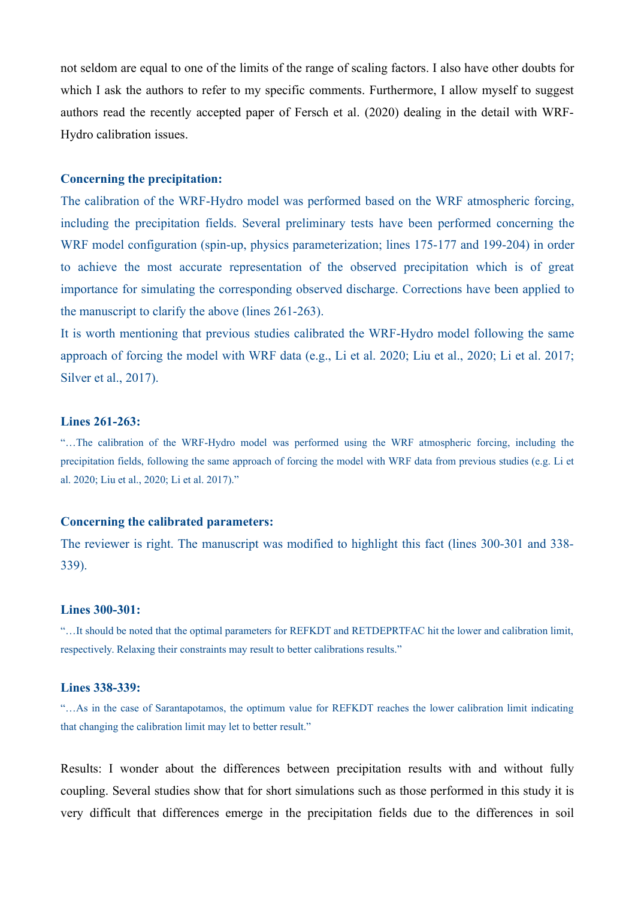not seldom are equal to one of the limits of the range of scaling factors. I also have other doubts for which I ask the authors to refer to my specific comments. Furthermore, I allow myself to suggest authors read the recently accepted paper of Fersch et al. (2020) dealing in the detail with WRF-Hydro calibration issues.

**Concerning the precipitation:**

The calibration of the WRF-Hydro model was performed based on the WRF atmospheric forcing, including the precipitation fields. Several preliminary tests have been performed concerning the WRF model configuration (spin-up, physics parameterization; lines 175-177 and 199-204) in order to achieve the most accurate representation of the observed precipitation which is of great importance for simulating the corresponding observed discharge. Corrections have been applied to the manuscript to clarify the above (lines 261-263).

It is worth mentioning that previous studies calibrated the WRF-Hydro model following the same approach of forcing the model with WRF data (e.g., Li et al. 2020; Liu et al., 2020; Li et al. 2017; Silver et al., 2017).

**Lines 261-263:**

"…The calibration of the WRF-Hydro model was performed using the WRF atmospheric forcing, including the precipitation fields, following the same approach of forcing the model with WRF data from previous studies (e.g. Li et al. 2020; Liu et al., 2020; Li et al. 2017)."

**Concerning the calibrated parameters:**

The reviewer is right. The manuscript was modified to highlight this fact (lines 300-301 and 338-339).

**Lines 300-301:**

"…It should be noted that the optimal parameters for REFKDT and RETDEPRTFAC hit the lower and calibration limit, respectively. Relaxing their constraints may result to better calibrations results."

**Lines 338-339:**

"…As in the case of Sarantapotamos, the optimum value for REFKDT reaches the lower calibration limit indicating that changing the calibration limit may let to better result."

Results: I wonder about the differences between precipitation results with and without fully coupling. Several studies show that for short simulations such as those performed in this study it is very difficult that differences emerge in the precipitation fields due to the differences in soil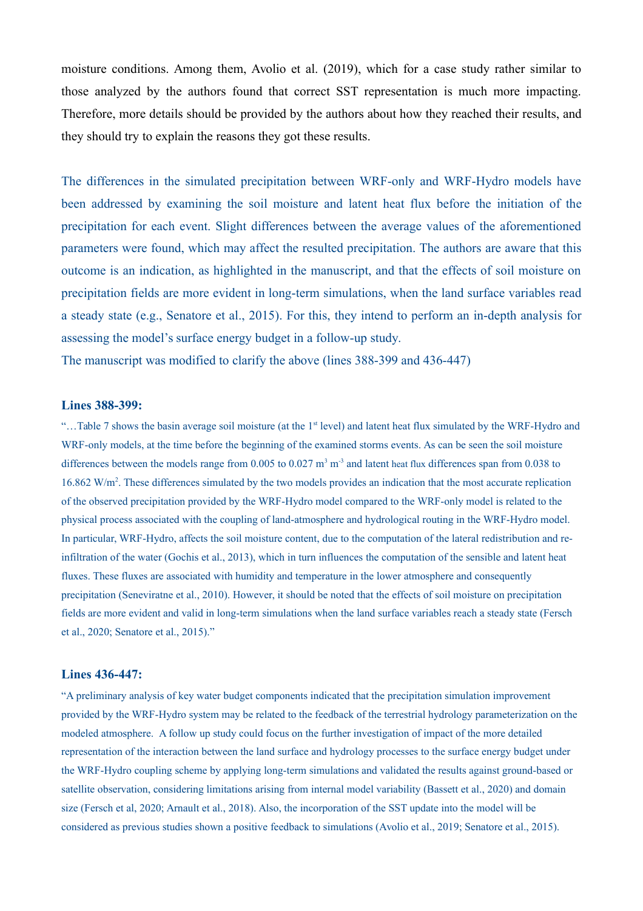moisture conditions. Among them, Avolio et al. (2019), which for a case study rather similar to those analyzed by the authors found that correct SST representation is much more impacting. Therefore, more details should be provided by the authors about how they reached their results, and they should try to explain the reasons they got these results.

The differences in the simulated precipitation between WRF-only and WRF-Hydro models have been addressed by examining the soil moisture and latent heat flux before the initiation of the precipitation for each event. Slight differences between the average values of the aforementioned parameters were found, which may affect the resulted precipitation. The authors are aware that this outcome is an indication, as highlighted in the manuscript, and that the effects of soil moisture on precipitation fields are more evident in long-term simulations, when the land surface variables read a steady state (e.g., Senatore et al., 2015). For this, they intend to perform an in-depth analysis for assessing the model's surface energy budget in a follow-up study.

The manuscript was modified to clarify the above (lines 388-399 and 436-447)

**Lines 388-399:**

"…Table 7 shows the basin average soil moisture (at the 1st level) and latent heat flux simulated by the WRF-Hydro and WRF-only models, at the time before the beginning of the examined storms events. As can be seen the soil moisture differences between the models range from 0.005 to 0.027 $m^3$ $m^{-3}$ and latent heat flux differences span from 0.038 to 16.862 $W/m^2$. These differences simulated by the two models provides an indication that the most accurate replication of the observed precipitation provided by the WRF-Hydro model compared to the WRF-only model is related to the physical process associated with the coupling of land-atmosphere and hydrological routing in the WRF-Hydro model. In particular, WRF-Hydro, affects the soil moisture content, due to the computation of the lateral redistribution and re-infiltration of the water (Gochis et al., 2013), which in turn influences the computation of the sensible and latent heat fluxes. These fluxes are associated with humidity and temperature in the lower atmosphere and consequently precipitation (Seneviratne et al., 2010). However, it should be noted that the effects of soil moisture on precipitation fields are more evident and valid in long-term simulations when the land surface variables reach a steady state (Fersch et al., 2020; Senatore et al., 2015)."

**Lines 436-447:**

"A preliminary analysis of key water budget components indicated that the precipitation simulation improvement provided by the WRF-Hydro system may be related to the feedback of the terrestrial hydrology parameterization on the modeled atmosphere. A follow up study could focus on the further investigation of impact of the more detailed representation of the interaction between the land surface and hydrology processes to the surface energy budget under the WRF-Hydro coupling scheme by applying long-term simulations and validated the results against ground-based or satellite observation, considering limitations arising from internal model variability (Bassett et al., 2020) and domain size (Fersch et al, 2020; Arnault et al., 2018). Also, the incorporation of the SST update into the model will be considered as previous studies shown a positive feedback to simulations (Avolio et al., 2019; Senatore et al., 2015).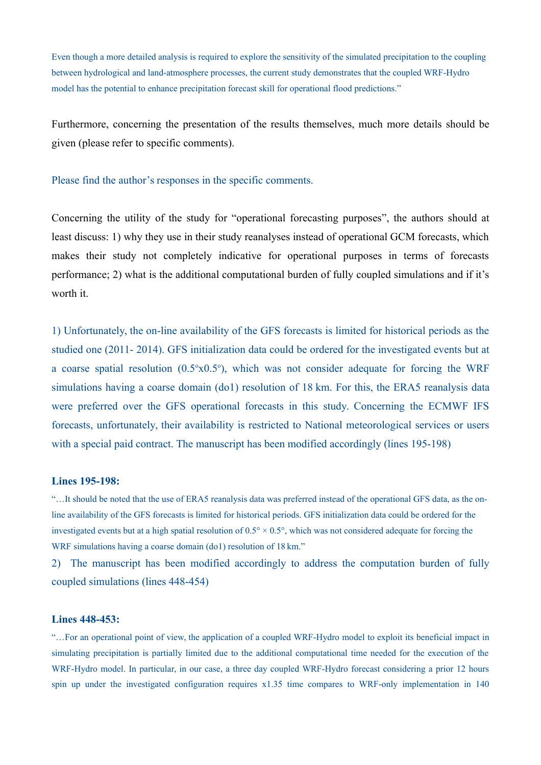Even though a more detailed analysis is required to explore the sensitivity of the simulated precipitation to the coupling between hydrological and land-atmosphere processes, the current study demonstrates that the coupled WRF-Hydro model has the potential to enhance precipitation forecast skill for operational flood predictions."

Furthermore, concerning the presentation of the results themselves, much more details should be given (please refer to specific comments).

Please find the author's responses in the specific comments.

Concerning the utility of the study for "operational forecasting purposes", the authors should at least discuss: 1) why they use in their study reanalyses instead of operational GCM forecasts, which makes their study not completely indicative for operational purposes in terms of forecasts performance; 2) what is the additional computational burden of fully coupled simulations and if it's worth it.

1) Unfortunately, the on-line availability of the GFS forecasts is limited for historical periods as the studied one (2011- 2014). GFS initialization data could be ordered for the investigated events but at a coarse spatial resolution (0.5$^{o}$x0.5$^{o}$), which was not consider adequate for forcing the WRF simulations having a coarse domain (do1) resolution of 18 km. For this, the ERA5 reanalysis data were preferred over the GFS operational forecasts in this study. Concerning the ECMWF IFS forecasts, unfortunately, their availability is restricted to National meteorological services or users with a special paid contract. The manuscript has been modified accordingly (lines 195-198)

**Lines 195-198:**

"…It should be noted that the use of ERA5 reanalysis data was preferred instead of the operational GFS data, as the on-line availability of the GFS forecasts is limited for historical periods. GFS initialization data could be ordered for the investigated events but at a high spatial resolution of 0.5° × 0.5°, which was not considered adequate for forcing the WRF simulations having a coarse domain (do1) resolution of 18 km."

2) The manuscript has been modified accordingly to address the computation burden of fully coupled simulations (lines 448-454)

**Lines 448-453:**

"…For an operational point of view, the application of a coupled WRF-Hydro model to exploit its beneficial impact in simulating precipitation is partially limited due to the additional computational time needed for the execution of the WRF-Hydro model. In particular, in our case, a three day coupled WRF-Hydro forecast considering a prior 12 hours spin up under the investigated configuration requires x1.35 time compares to WRF-only implementation in 140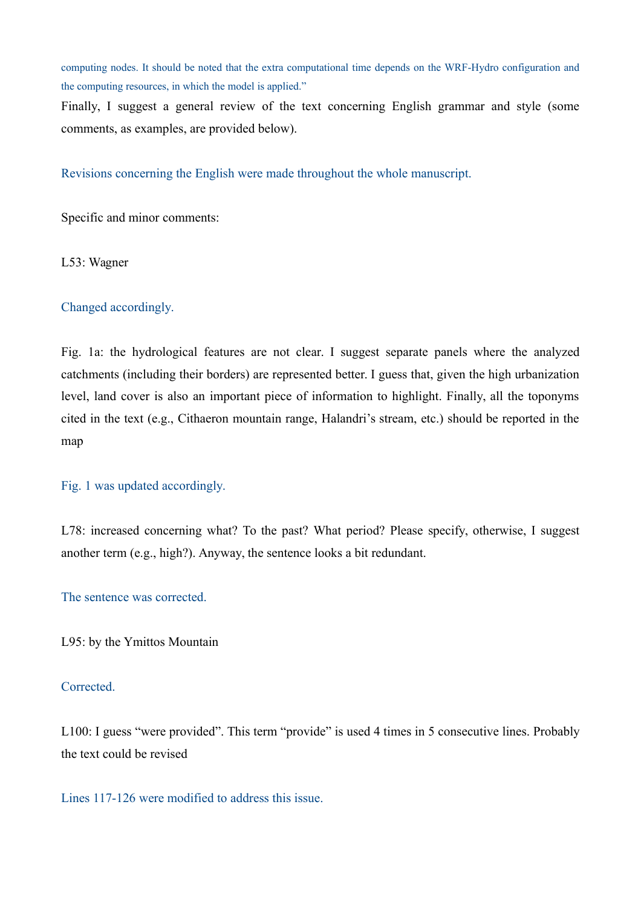computing nodes. It should be noted that the extra computational time depends on the WRF-Hydro configuration and the computing resources, in which the model is applied."

Finally, I suggest a general review of the text concerning English grammar and style (some comments, as examples, are provided below).

Revisions concerning the English were made throughout the whole manuscript.

Specific and minor comments:

L53: Wagner

Changed accordingly.

Fig. 1a: the hydrological features are not clear. I suggest separate panels where the analyzed catchments (including their borders) are represented better. I guess that, given the high urbanization level, land cover is also an important piece of information to highlight. Finally, all the toponyms cited in the text (e.g., Cithaeron mountain range, Halandri's stream, etc.) should be reported in the map

Fig. 1 was updated accordingly.

L78: increased concerning what? To the past? What period? Please specify, otherwise, I suggest another term (e.g., high?). Anyway, the sentence looks a bit redundant.

The sentence was corrected.

L95: by the Ymittos Mountain

Corrected.

L100: I guess "were provided". This term "provide" is used 4 times in 5 consecutive lines. Probably the text could be revised

Lines 117-126 were modified to address this issue.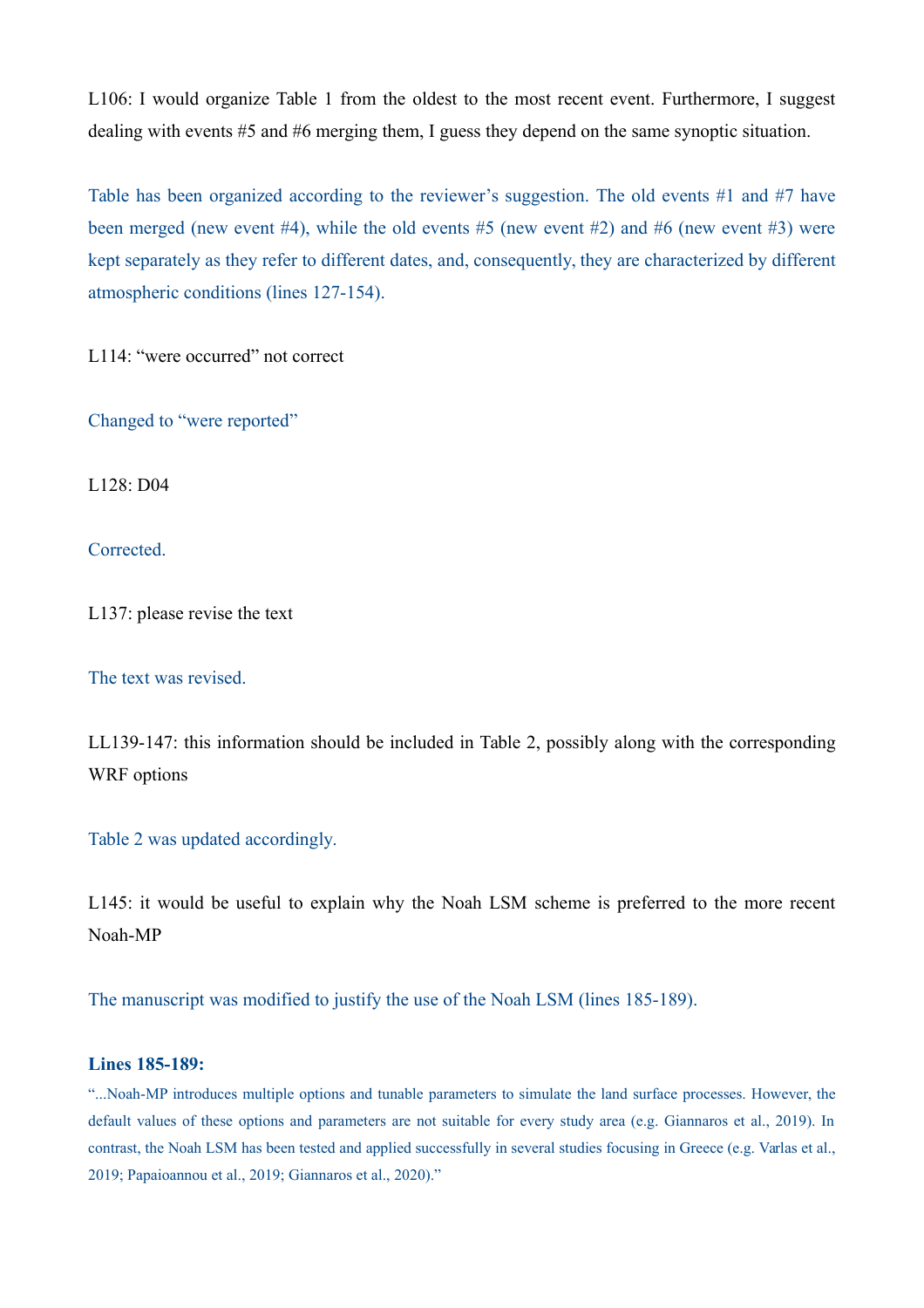L106: I would organize Table 1 from the oldest to the most recent event. Furthermore, I suggest dealing with events #5 and #6 merging them, I guess they depend on the same synoptic situation.

Table has been organized according to the reviewer's suggestion. The old events #1 and #7 have been merged (new event #4), while the old events #5 (new event #2) and #6 (new event #3) were kept separately as they refer to different dates, and, consequently, they are characterized by different atmospheric conditions (lines 127-154).

L114: "were occurred" not correct

Changed to "were reported"

L128: D04

Corrected.

L137: please revise the text

The text was revised.

LL139-147: this information should be included in Table 2, possibly along with the corresponding WRF options

Table 2 was updated accordingly.

L145: it would be useful to explain why the Noah LSM scheme is preferred to the more recent Noah-MP

The manuscript was modified to justify the use of the Noah LSM (lines 185-189).

**Lines 185-189:**

"...Noah-MP introduces multiple options and tunable parameters to simulate the land surface processes. However, the default values of these options and parameters are not suitable for every study area (e.g. Giannaros et al., 2019). In contrast, the Noah LSM has been tested and applied successfully in several studies focusing in Greece (e.g. Varlas et al., 2019; Papaioannou et al., 2019; Giannaros et al., 2020)."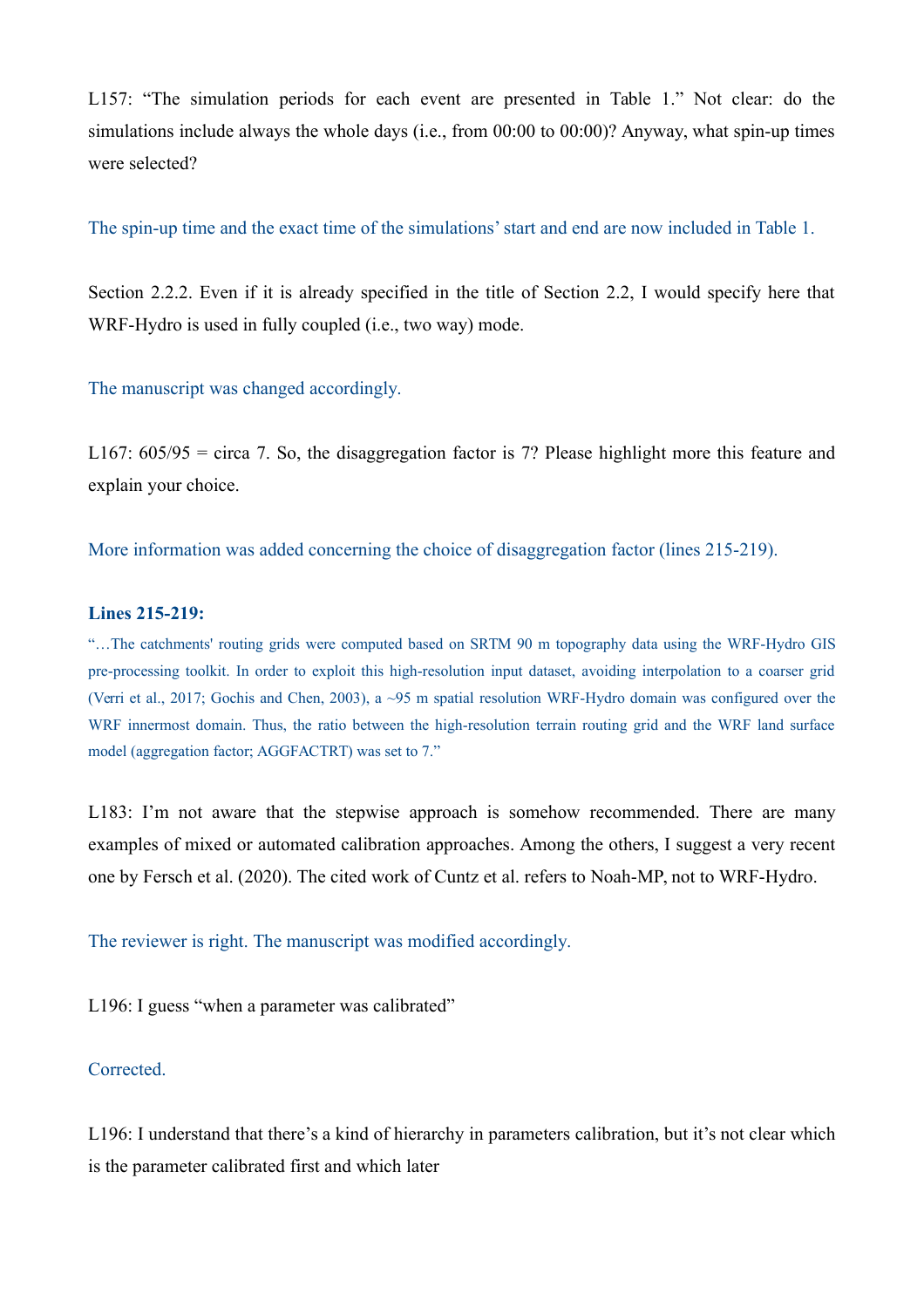L157: "The simulation periods for each event are presented in Table 1." Not clear: do the simulations include always the whole days (i.e., from 00:00 to 00:00)? Anyway, what spin-up times were selected?

The spin-up time and the exact time of the simulations' start and end are now included in Table 1.

Section 2.2.2. Even if it is already specified in the title of Section 2.2, I would specify here that WRF-Hydro is used in fully coupled (i.e., two way) mode.

The manuscript was changed accordingly.

L167: 605/95 = circa 7. So, the disaggregation factor is 7? Please highlight more this feature and explain your choice.

More information was added concerning the choice of disaggregation factor (lines 215-219).

**Lines 215-219:**

"…The catchments' routing grids were computed based on SRTM 90 m topography data using the WRF-Hydro GIS pre-processing toolkit. In order to exploit this high-resolution input dataset, avoiding interpolation to a coarser grid (Verri et al., 2017; Gochis and Chen, 2003), a ~95 m spatial resolution WRF-Hydro domain was configured over the WRF innermost domain. Thus, the ratio between the high-resolution terrain routing grid and the WRF land surface model (aggregation factor; AGGFACTRT) was set to 7."

L183: I'm not aware that the stepwise approach is somehow recommended. There are many examples of mixed or automated calibration approaches. Among the others, I suggest a very recent one by Fersch et al. (2020). The cited work of Cuntz et al. refers to Noah-MP, not to WRF-Hydro.

The reviewer is right. The manuscript was modified accordingly.

L196: I guess "when a parameter was calibrated"

Corrected.

L196: I understand that there's a kind of hierarchy in parameters calibration, but it's not clear which is the parameter calibrated first and which later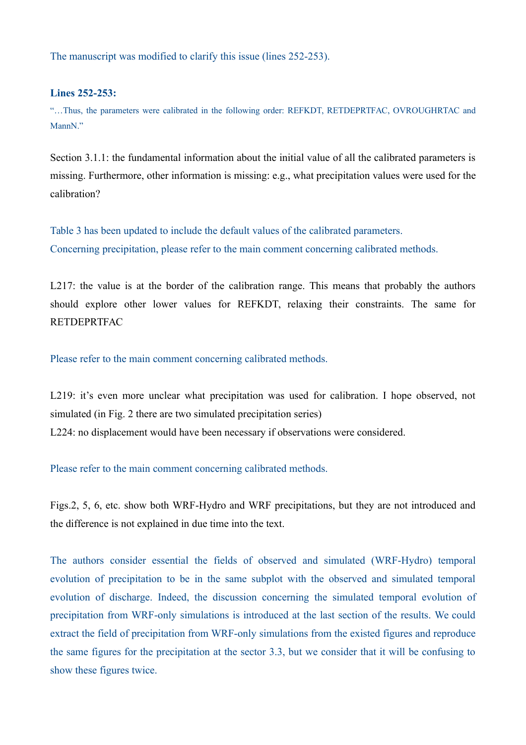The manuscript was modified to clarify this issue (lines 252-253).

**Lines 252-253:**

"…Thus, the parameters were calibrated in the following order: REFKDT, RETDEPRTFAC, OVROUGHRTAC and MannN."

Section 3.1.1: the fundamental information about the initial value of all the calibrated parameters is missing. Furthermore, other information is missing: e.g., what precipitation values were used for the calibration?

Table 3 has been updated to include the default values of the calibrated parameters.
Concerning precipitation, please refer to the main comment concerning calibrated methods.

L217: the value is at the border of the calibration range. This means that probably the authors should explore other lower values for REFKDT, relaxing their constraints. The same for RETDEPRTFAC

Please refer to the main comment concerning calibrated methods.

L219: it's even more unclear what precipitation was used for calibration. I hope observed, not simulated (in Fig. 2 there are two simulated precipitation series)
L224: no displacement would have been necessary if observations were considered.

Please refer to the main comment concerning calibrated methods.

Figs.2, 5, 6, etc. show both WRF-Hydro and WRF precipitations, but they are not introduced and the difference is not explained in due time into the text.

The authors consider essential the fields of observed and simulated (WRF-Hydro) temporal evolution of precipitation to be in the same subplot with the observed and simulated temporal evolution of discharge. Indeed, the discussion concerning the simulated temporal evolution of precipitation from WRF-only simulations is introduced at the last section of the results. We could extract the field of precipitation from WRF-only simulations from the existed figures and reproduce the same figures for the precipitation at the sector 3.3, but we consider that it will be confusing to show these figures twice.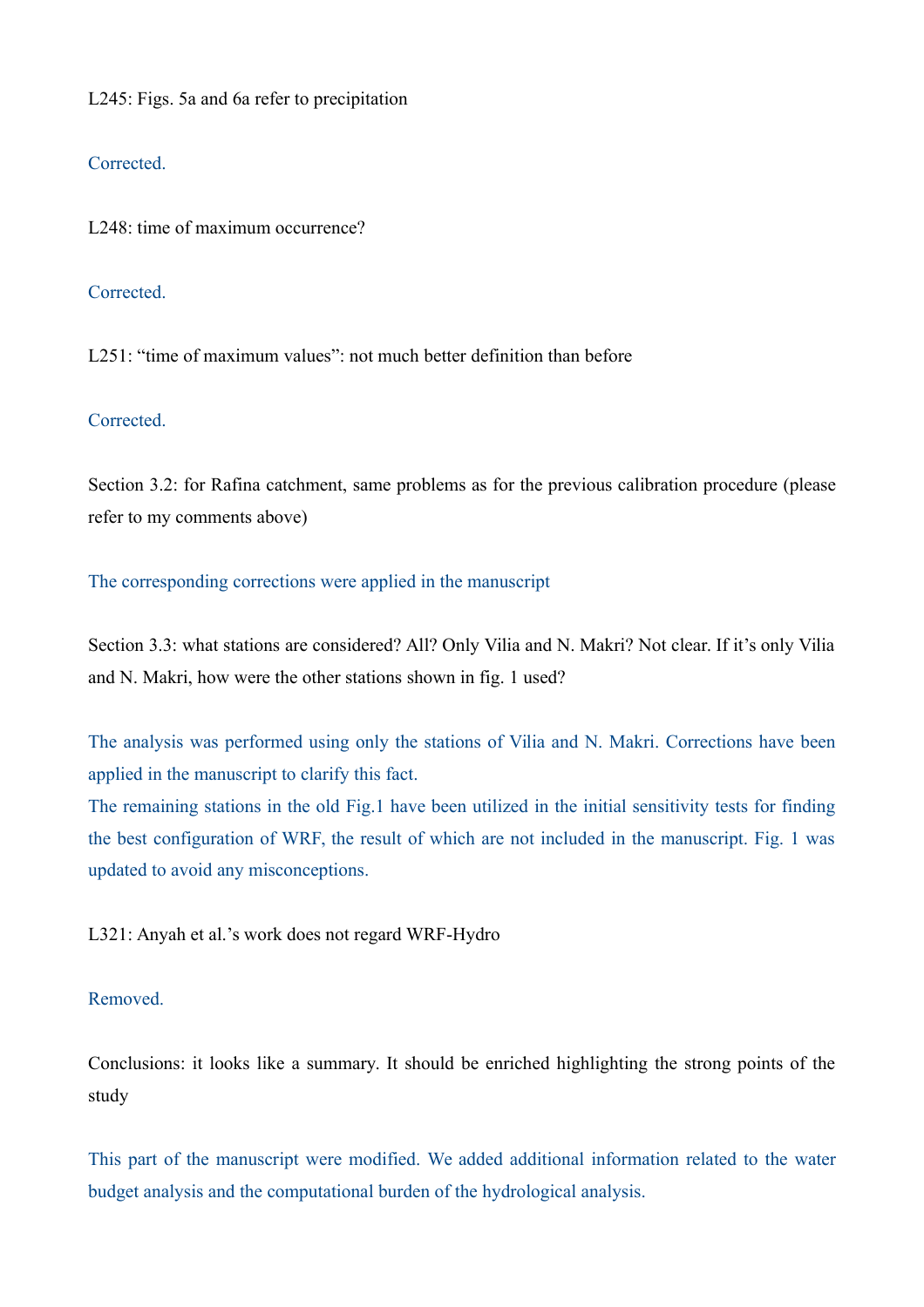L245: Figs. 5a and 6a refer to precipitation

Corrected.

L248: time of maximum occurrence?

Corrected.

L251: “time of maximum values”: not much better definition than before

Corrected.

Section 3.2: for Rafina catchment, same problems as for the previous calibration procedure (please refer to my comments above)

The corresponding corrections were applied in the manuscript

Section 3.3: what stations are considered? All? Only Vilia and N. Makri? Not clear. If it’s only Vilia and N. Makri, how were the other stations shown in fig. 1 used?

The analysis was performed using only the stations of Vilia and N. Makri. Corrections have been applied in the manuscript to clarify this fact.
The remaining stations in the old Fig.1 have been utilized in the initial sensitivity tests for finding the best configuration of WRF, the result of which are not included in the manuscript. Fig. 1 was updated to avoid any misconceptions.

L321: Anyah et al.’s work does not regard WRF-Hydro

Removed.

Conclusions: it looks like a summary. It should be enriched highlighting the strong points of the study

This part of the manuscript were modified. We added additional information related to the water budget analysis and the computational burden of the hydrological analysis.